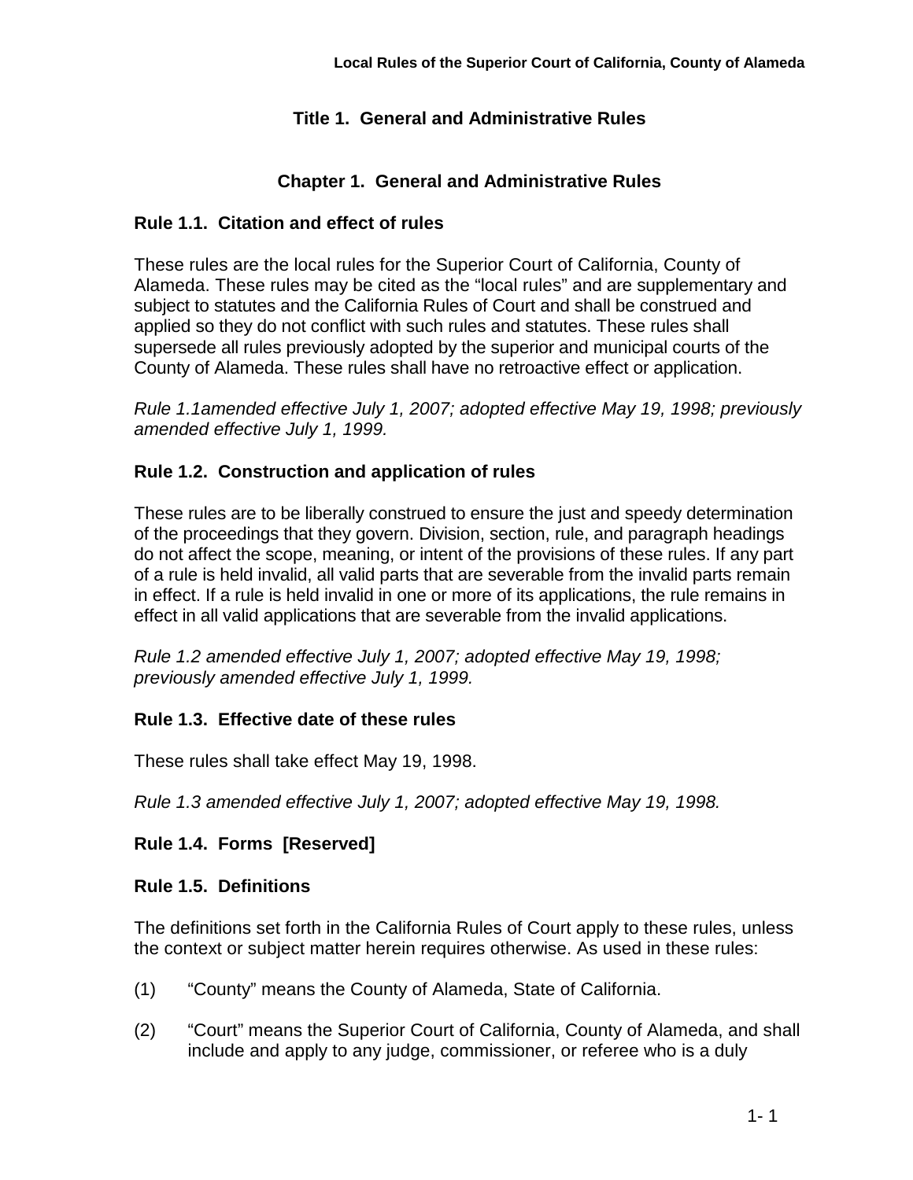# Title 1. General and Administrative Rules

## Chapter 1. General and Administrative Rules

### Rule 1.1. Citation and effect of rules

These rules are the local rules for the Superior Court of California, County of Alameda. These rules may be cited as the "local rules" and are supplementary and subject to statutes and the California Rules of Court and shall be construed and applied so they do not conflict with such rules and statutes. These rules shall supersede all rules previously adopted by the superior and municipal courts of the County of Alameda. These rules shall have no retroactive effect or application.

*Rule 1.1amended effective July 1, 2007; adopted effective May 19, 1998; previously amended effective July 1, 1999.*

### Rule 1.2. Construction and application of rules

These rules are to be liberally construed to ensure the just and speedy determination of the proceedings that they govern. Division, section, rule, and paragraph headings do not affect the scope, meaning, or intent of the provisions of these rules. If any part of a rule is held invalid, all valid parts that are severable from the invalid parts remain in effect. If a rule is held invalid in one or more of its applications, the rule remains in effect in all valid applications that are severable from the invalid applications.

*Rule 1.2 amended effective July 1, 2007; adopted effective May 19, 1998; previously amended effective July 1, 1999.*

### Rule 1.3. Effective date of these rules

These rules shall take effect May 19, 1998.

*Rule 1.3 amended effective July 1, 2007; adopted effective May 19, 1998.*

### Rule 1.4. Forms [Reserved]

### Rule 1.5. Definitions

The definitions set forth in the California Rules of Court apply to these rules, unless the context or subject matter herein requires otherwise. As used in these rules:

(1) "County" means the County of Alameda, State of California.

(2) "Court" means the Superior Court of California, County of Alameda, and shall include and apply to any judge, commissioner, or referee who is a duly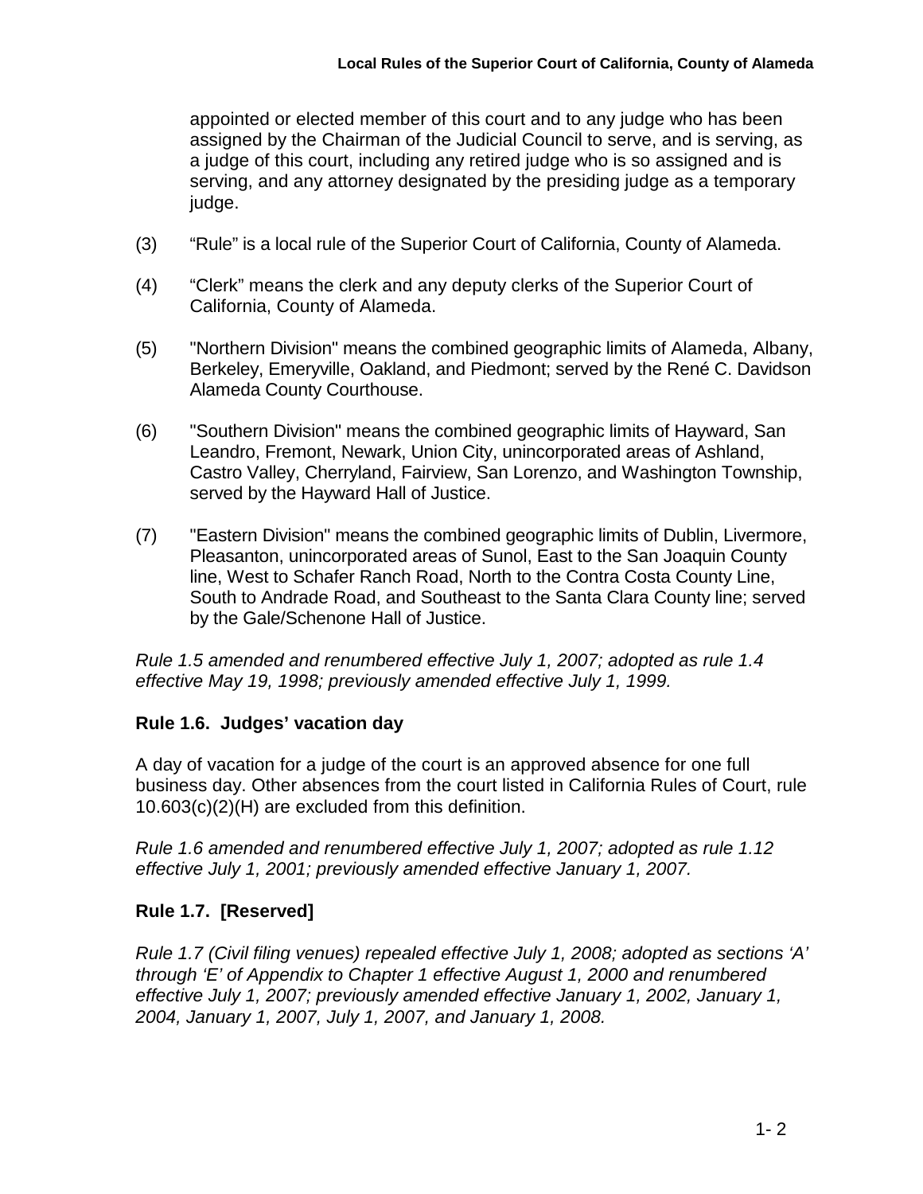appointed or elected member of this court and to any judge who has been assigned by the Chairman of the Judicial Council to serve, and is serving, as a judge of this court, including any retired judge who is so assigned and is serving, and any attorney designated by the presiding judge as a temporary judge.

(3) "Rule" is a local rule of the Superior Court of California, County of Alameda.

(4) "Clerk" means the clerk and any deputy clerks of the Superior Court of California, County of Alameda.

(5) "Northern Division" means the combined geographic limits of Alameda, Albany, Berkeley, Emeryville, Oakland, and Piedmont; served by the René C. Davidson Alameda County Courthouse.

(6) "Southern Division" means the combined geographic limits of Hayward, San Leandro, Fremont, Newark, Union City, unincorporated areas of Ashland, Castro Valley, Cherryland, Fairview, San Lorenzo, and Washington Township, served by the Hayward Hall of Justice.

(7) "Eastern Division" means the combined geographic limits of Dublin, Livermore, Pleasanton, unincorporated areas of Sunol, East to the San Joaquin County line, West to Schafer Ranch Road, North to the Contra Costa County Line, South to Andrade Road, and Southeast to the Santa Clara County line; served by the Gale/Schenone Hall of Justice.

*Rule 1.5 amended and renumbered effective July 1, 2007; adopted as rule 1.4 effective May 19, 1998; previously amended effective July 1, 1999.*

### Rule 1.6. Judges' vacation day

A day of vacation for a judge of the court is an approved absence for one full business day. Other absences from the court listed in California Rules of Court, rule 10.603(c)(2)(H) are excluded from this definition.

*Rule 1.6 amended and renumbered effective July 1, 2007; adopted as rule 1.12 effective July 1, 2001; previously amended effective January 1, 2007.*

### Rule 1.7. [Reserved]

*Rule 1.7 (Civil filing venues) repealed effective July 1, 2008; adopted as sections 'A' through 'E' of Appendix to Chapter 1 effective August 1, 2000 and renumbered effective July 1, 2007; previously amended effective January 1, 2002, January 1, 2004, January 1, 2007, July 1, 2007, and January 1, 2008.*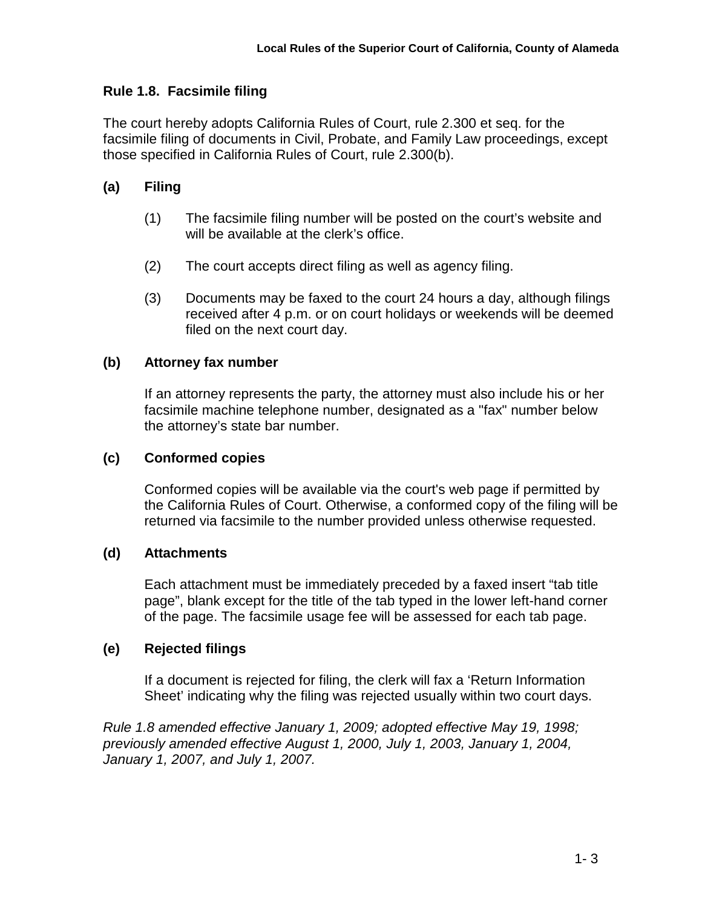## Rule 1.8. Facsimile filing

The court hereby adopts California Rules of Court, rule 2.300 et seq. for the facsimile filing of documents in Civil, Probate, and Family Law proceedings, except those specified in California Rules of Court, rule 2.300(b).

### (a) Filing

(1) The facsimile filing number will be posted on the court's website and will be available at the clerk's office.

(2) The court accepts direct filing as well as agency filing.

(3) Documents may be faxed to the court 24 hours a day, although filings received after 4 p.m. or on court holidays or weekends will be deemed filed on the next court day.

### (b) Attorney fax number

If an attorney represents the party, the attorney must also include his or her facsimile machine telephone number, designated as a "fax" number below the attorney's state bar number.

### (c) Conformed copies

Conformed copies will be available via the court's web page if permitted by the California Rules of Court. Otherwise, a conformed copy of the filing will be returned via facsimile to the number provided unless otherwise requested.

### (d) Attachments

Each attachment must be immediately preceded by a faxed insert "tab title page", blank except for the title of the tab typed in the lower left-hand corner of the page. The facsimile usage fee will be assessed for each tab page.

### (e) Rejected filings

If a document is rejected for filing, the clerk will fax a 'Return Information Sheet' indicating why the filing was rejected usually within two court days.

*Rule 1.8 amended effective January 1, 2009; adopted effective May 19, 1998; previously amended effective August 1, 2000, July 1, 2003, January 1, 2004, January 1, 2007, and July 1, 2007.*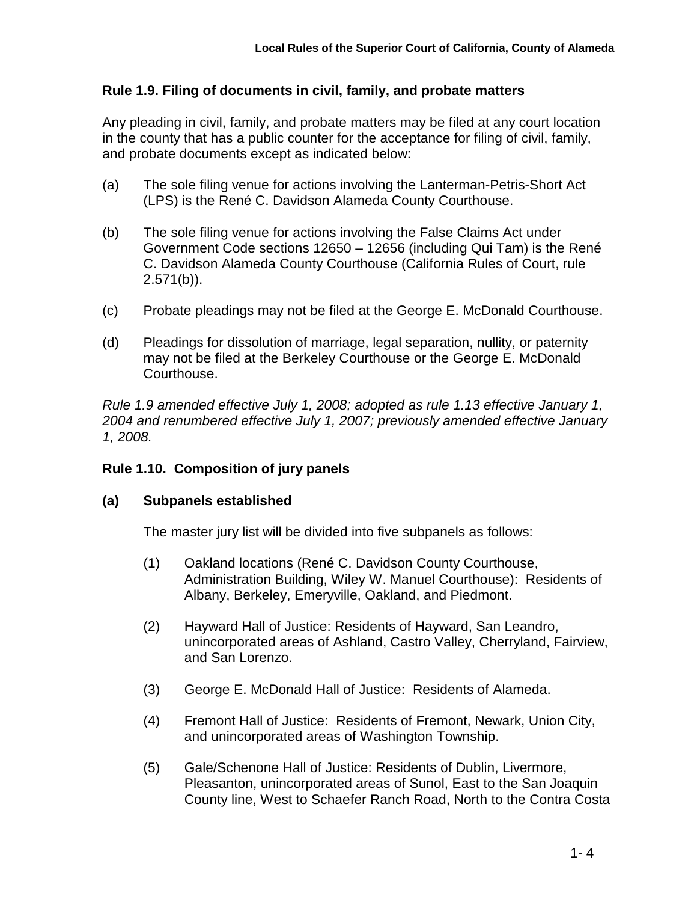### Rule 1.9. Filing of documents in civil, family, and probate matters

Any pleading in civil, family, and probate matters may be filed at any court location in the county that has a public counter for the acceptance for filing of civil, family, and probate documents except as indicated below:

(a) The sole filing venue for actions involving the Lanterman-Petris-Short Act (LPS) is the René C. Davidson Alameda County Courthouse.

(b) The sole filing venue for actions involving the False Claims Act under Government Code sections 12650 – 12656 (including Qui Tam) is the René C. Davidson Alameda County Courthouse (California Rules of Court, rule 2.571(b)).

(c) Probate pleadings may not be filed at the George E. McDonald Courthouse.

(d) Pleadings for dissolution of marriage, legal separation, nullity, or paternity may not be filed at the Berkeley Courthouse or the George E. McDonald Courthouse.

*Rule 1.9 amended effective July 1, 2008; adopted as rule 1.13 effective January 1, 2004 and renumbered effective July 1, 2007; previously amended effective January 1, 2008.*

### Rule 1.10. Composition of jury panels

**(a) Subpanels established**

The master jury list will be divided into five subpanels as follows:

(1) Oakland locations (René C. Davidson County Courthouse, Administration Building, Wiley W. Manuel Courthouse): Residents of Albany, Berkeley, Emeryville, Oakland, and Piedmont.

(2) Hayward Hall of Justice: Residents of Hayward, San Leandro, unincorporated areas of Ashland, Castro Valley, Cherryland, Fairview, and San Lorenzo.

(3) George E. McDonald Hall of Justice: Residents of Alameda.

(4) Fremont Hall of Justice: Residents of Fremont, Newark, Union City, and unincorporated areas of Washington Township.

(5) Gale/Schenone Hall of Justice: Residents of Dublin, Livermore, Pleasanton, unincorporated areas of Sunol, East to the San Joaquin County line, West to Schaefer Ranch Road, North to the Contra Costa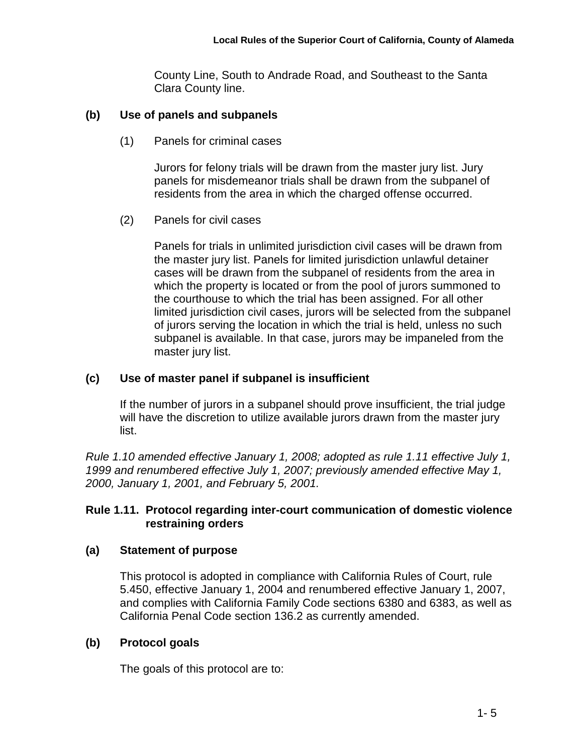County Line, South to Andrade Road, and Southeast to the Santa Clara County line.

**(b) Use of panels and subpanels**

(1) Panels for criminal cases

Jurors for felony trials will be drawn from the master jury list. Jury panels for misdemeanor trials shall be drawn from the subpanel of residents from the area in which the charged offense occurred.

(2) Panels for civil cases

Panels for trials in unlimited jurisdiction civil cases will be drawn from the master jury list. Panels for limited jurisdiction unlawful detainer cases will be drawn from the subpanel of residents from the area in which the property is located or from the pool of jurors summoned to the courthouse to which the trial has been assigned. For all other limited jurisdiction civil cases, jurors will be selected from the subpanel of jurors serving the location in which the trial is held, unless no such subpanel is available. In that case, jurors may be impaneled from the master jury list.

**(c) Use of master panel if subpanel is insufficient**

If the number of jurors in a subpanel should prove insufficient, the trial judge will have the discretion to utilize available jurors drawn from the master jury list.

*Rule 1.10 amended effective January 1, 2008; adopted as rule 1.11 effective July 1, 1999 and renumbered effective July 1, 2007; previously amended effective May 1, 2000, January 1, 2001, and February 5, 2001.*

### Rule 1.11. Protocol regarding inter-court communication of domestic violence restraining orders

**(a) Statement of purpose**

This protocol is adopted in compliance with California Rules of Court, rule 5.450, effective January 1, 2004 and renumbered effective January 1, 2007, and complies with California Family Code sections 6380 and 6383, as well as California Penal Code section 136.2 as currently amended.

**(b) Protocol goals**

The goals of this protocol are to: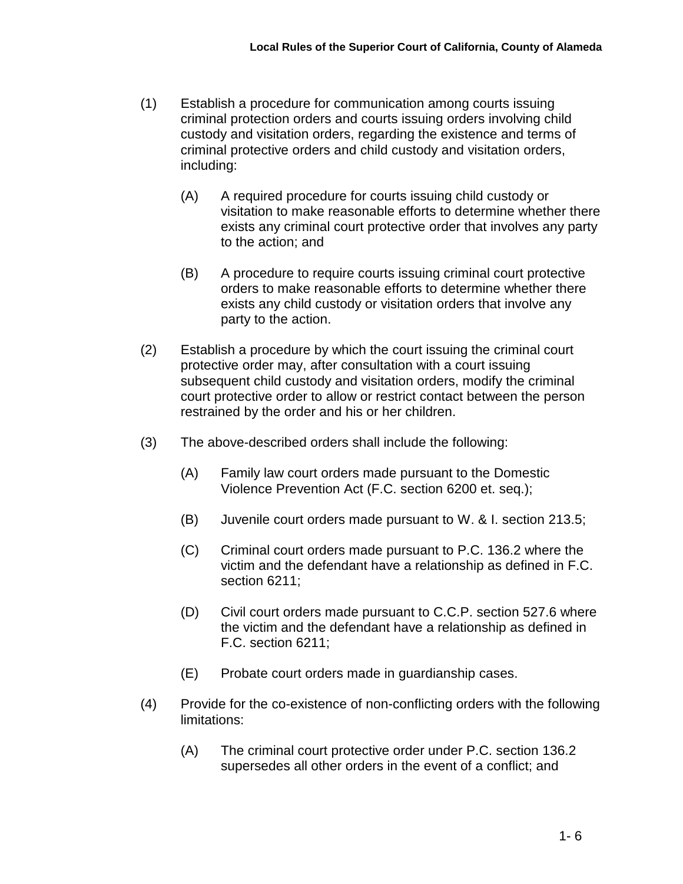(1) Establish a procedure for communication among courts issuing criminal protection orders and courts issuing orders involving child custody and visitation orders, regarding the existence and terms of criminal protective orders and child custody and visitation orders, including:

   (A) A required procedure for courts issuing child custody or visitation to make reasonable efforts to determine whether there exists any criminal court protective order that involves any party to the action; and

   (B) A procedure to require courts issuing criminal court protective orders to make reasonable efforts to determine whether there exists any child custody or visitation orders that involve any party to the action.

(2) Establish a procedure by which the court issuing the criminal court protective order may, after consultation with a court issuing subsequent child custody and visitation orders, modify the criminal court protective order to allow or restrict contact between the person restrained by the order and his or her children.

(3) The above-described orders shall include the following:

   (A) Family law court orders made pursuant to the Domestic Violence Prevention Act (F.C. section 6200 et. seq.);

   (B) Juvenile court orders made pursuant to W. & I. section 213.5;

   (C) Criminal court orders made pursuant to P.C. 136.2 where the victim and the defendant have a relationship as defined in F.C. section 6211;

   (D) Civil court orders made pursuant to C.C.P. section 527.6 where the victim and the defendant have a relationship as defined in F.C. section 6211;

   (E) Probate court orders made in guardianship cases.

(4) Provide for the co-existence of non-conflicting orders with the following limitations:

   (A) The criminal court protective order under P.C. section 136.2 supersedes all other orders in the event of a conflict; and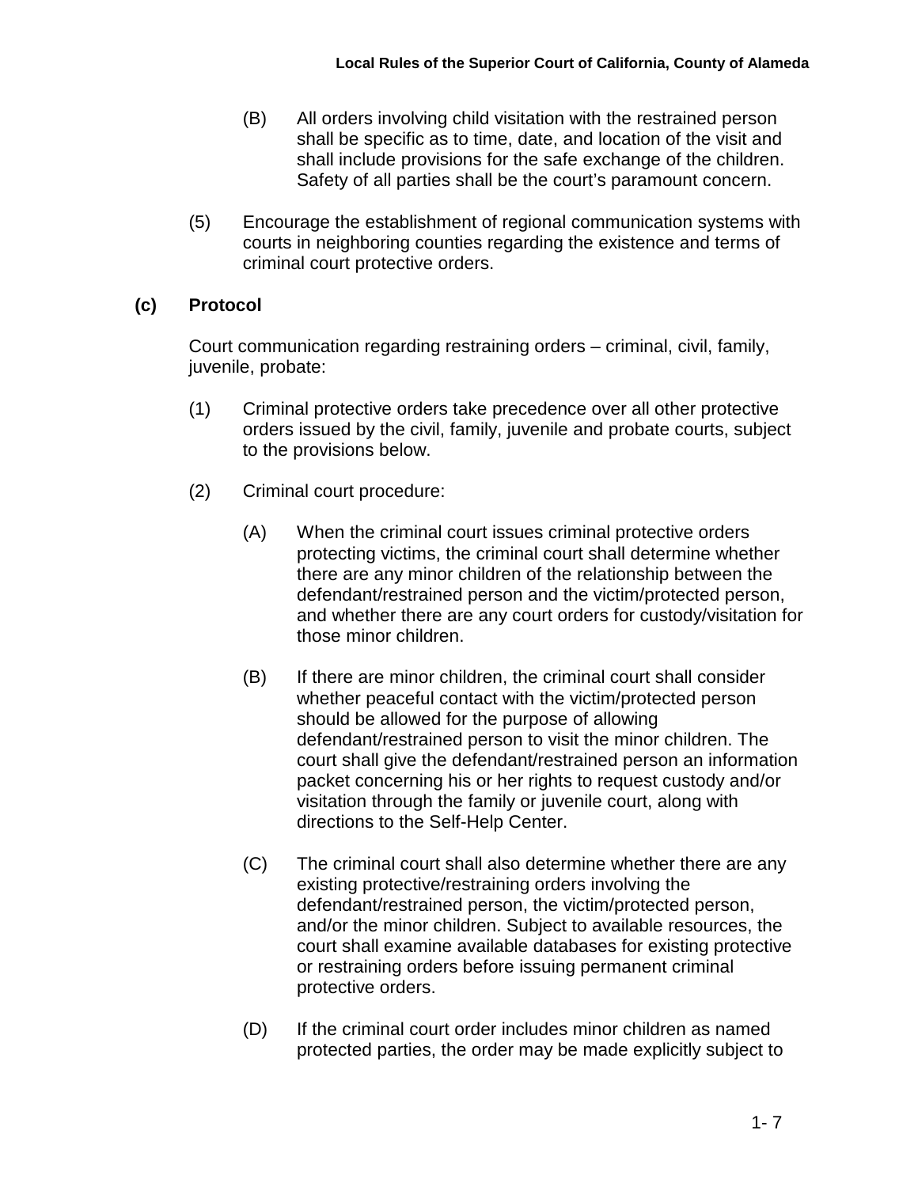(B) All orders involving child visitation with the restrained person shall be specific as to time, date, and location of the visit and shall include provisions for the safe exchange of the children. Safety of all parties shall be the court's paramount concern.

(5) Encourage the establishment of regional communication systems with courts in neighboring counties regarding the existence and terms of criminal court protective orders.

**(c) Protocol**

Court communication regarding restraining orders – criminal, civil, family, juvenile, probate:

(1) Criminal protective orders take precedence over all other protective orders issued by the civil, family, juvenile and probate courts, subject to the provisions below.

(2) Criminal court procedure:

(A) When the criminal court issues criminal protective orders protecting victims, the criminal court shall determine whether there are any minor children of the relationship between the defendant/restrained person and the victim/protected person, and whether there are any court orders for custody/visitation for those minor children.

(B) If there are minor children, the criminal court shall consider whether peaceful contact with the victim/protected person should be allowed for the purpose of allowing defendant/restrained person to visit the minor children. The court shall give the defendant/restrained person an information packet concerning his or her rights to request custody and/or visitation through the family or juvenile court, along with directions to the Self-Help Center.

(C) The criminal court shall also determine whether there are any existing protective/restraining orders involving the defendant/restrained person, the victim/protected person, and/or the minor children. Subject to available resources, the court shall examine available databases for existing protective or restraining orders before issuing permanent criminal protective orders.

(D) If the criminal court order includes minor children as named protected parties, the order may be made explicitly subject to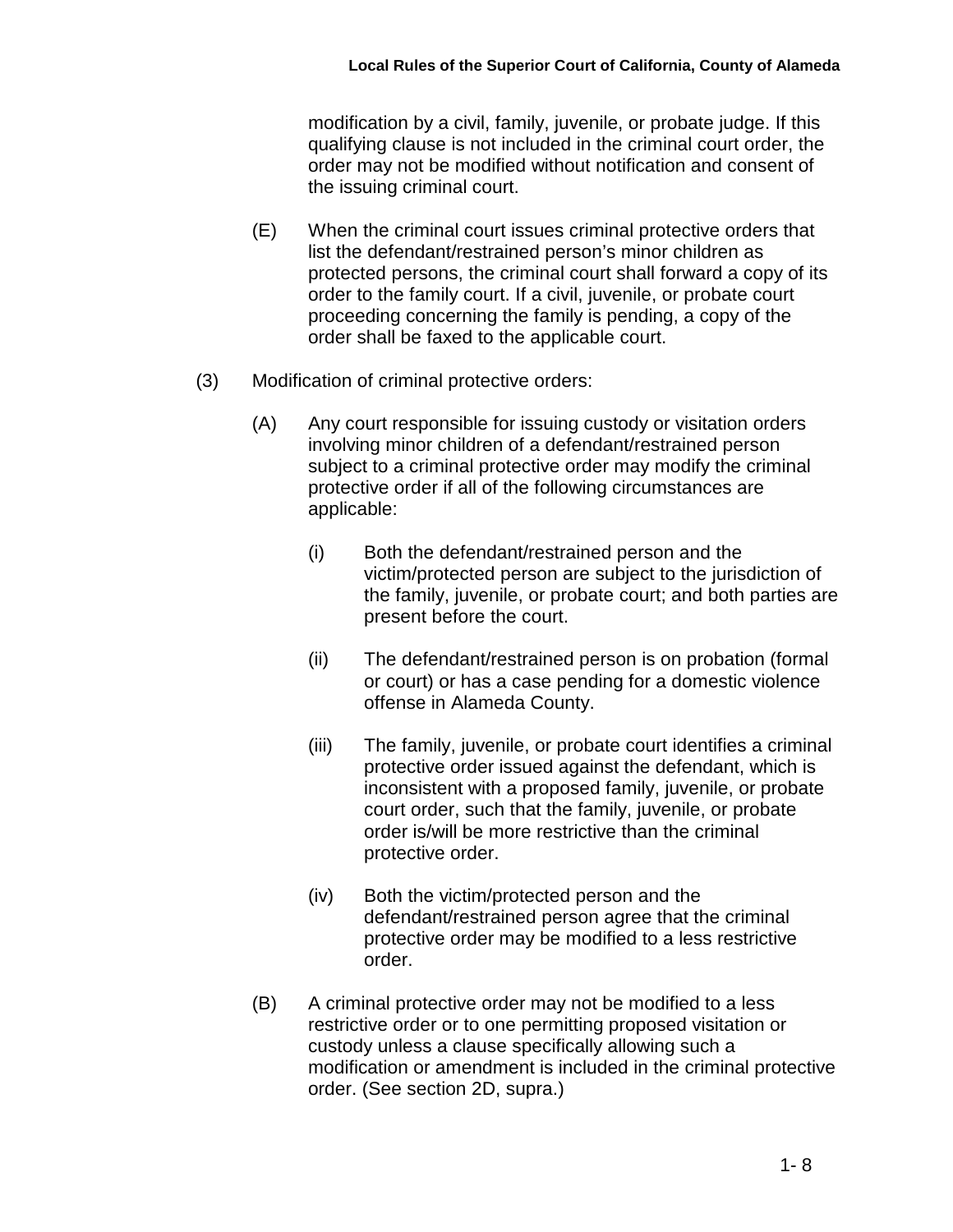modification by a civil, family, juvenile, or probate judge. If this qualifying clause is not included in the criminal court order, the order may not be modified without notification and consent of the issuing criminal court.

(E) When the criminal court issues criminal protective orders that list the defendant/restrained person's minor children as protected persons, the criminal court shall forward a copy of its order to the family court. If a civil, juvenile, or probate court proceeding concerning the family is pending, a copy of the order shall be faxed to the applicable court.

(3) Modification of criminal protective orders:

(A) Any court responsible for issuing custody or visitation orders involving minor children of a defendant/restrained person subject to a criminal protective order may modify the criminal protective order if all of the following circumstances are applicable:

(i) Both the defendant/restrained person and the victim/protected person are subject to the jurisdiction of the family, juvenile, or probate court; and both parties are present before the court.

(ii) The defendant/restrained person is on probation (formal or court) or has a case pending for a domestic violence offense in Alameda County.

(iii) The family, juvenile, or probate court identifies a criminal protective order issued against the defendant, which is inconsistent with a proposed family, juvenile, or probate court order, such that the family, juvenile, or probate order is/will be more restrictive than the criminal protective order.

(iv) Both the victim/protected person and the defendant/restrained person agree that the criminal protective order may be modified to a less restrictive order.

(B) A criminal protective order may not be modified to a less restrictive order or to one permitting proposed visitation or custody unless a clause specifically allowing such a modification or amendment is included in the criminal protective order. (See section 2D, supra.)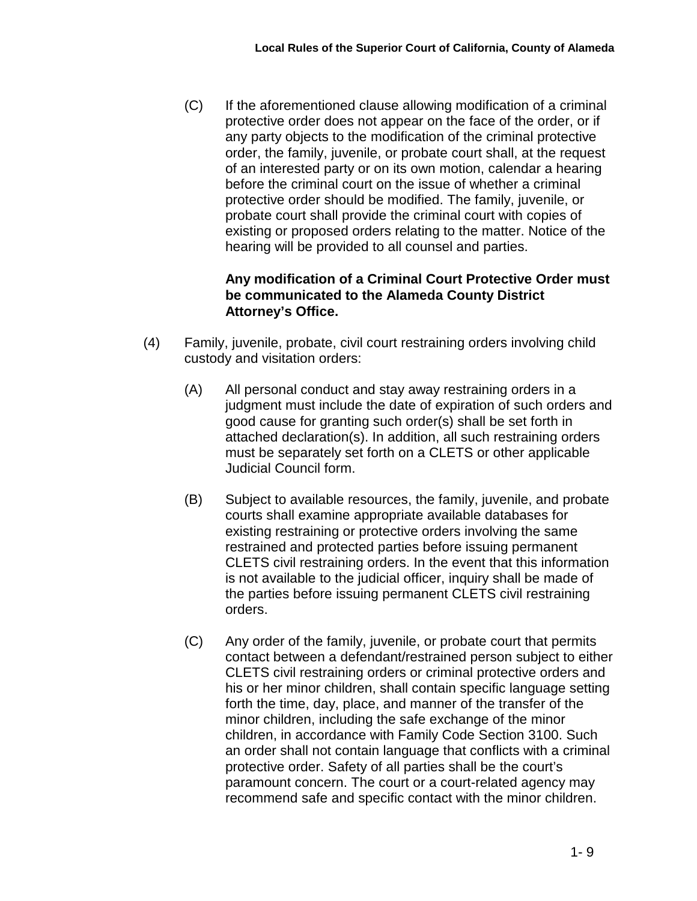(C) If the aforementioned clause allowing modification of a criminal protective order does not appear on the face of the order, or if any party objects to the modification of the criminal protective order, the family, juvenile, or probate court shall, at the request of an interested party or on its own motion, calendar a hearing before the criminal court on the issue of whether a criminal protective order should be modified. The family, juvenile, or probate court shall provide the criminal court with copies of existing or proposed orders relating to the matter. Notice of the hearing will be provided to all counsel and parties.

**Any modification of a Criminal Court Protective Order must be communicated to the Alameda County District Attorney's Office.**

(4) Family, juvenile, probate, civil court restraining orders involving child custody and visitation orders:

(A) All personal conduct and stay away restraining orders in a judgment must include the date of expiration of such orders and good cause for granting such order(s) shall be set forth in attached declaration(s). In addition, all such restraining orders must be separately set forth on a CLETS or other applicable Judicial Council form.

(B) Subject to available resources, the family, juvenile, and probate courts shall examine appropriate available databases for existing restraining or protective orders involving the same restrained and protected parties before issuing permanent CLETS civil restraining orders. In the event that this information is not available to the judicial officer, inquiry shall be made of the parties before issuing permanent CLETS civil restraining orders.

(C) Any order of the family, juvenile, or probate court that permits contact between a defendant/restrained person subject to either CLETS civil restraining orders or criminal protective orders and his or her minor children, shall contain specific language setting forth the time, day, place, and manner of the transfer of the minor children, including the safe exchange of the minor children, in accordance with Family Code Section 3100. Such an order shall not contain language that conflicts with a criminal protective order. Safety of all parties shall be the court's paramount concern. The court or a court-related agency may recommend safe and specific contact with the minor children.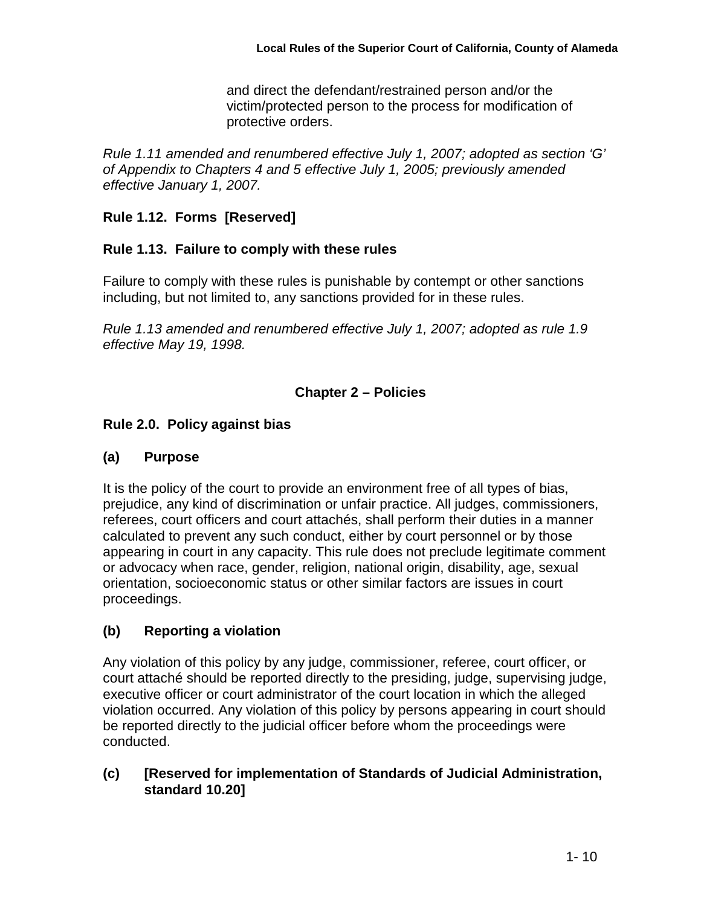and direct the defendant/restrained person and/or the victim/protected person to the process for modification of protective orders.

*Rule 1.11 amended and renumbered effective July 1, 2007; adopted as section 'G' of Appendix to Chapters 4 and 5 effective July 1, 2005; previously amended effective January 1, 2007.*

### Rule 1.12. Forms [Reserved]

### Rule 1.13. Failure to comply with these rules

Failure to comply with these rules is punishable by contempt or other sanctions including, but not limited to, any sanctions provided for in these rules.

*Rule 1.13 amended and renumbered effective July 1, 2007; adopted as rule 1.9 effective May 19, 1998.*

## Chapter 2 – Policies

### Rule 2.0. Policy against bias

#### (a) Purpose

It is the policy of the court to provide an environment free of all types of bias, prejudice, any kind of discrimination or unfair practice. All judges, commissioners, referees, court officers and court attachés, shall perform their duties in a manner calculated to prevent any such conduct, either by court personnel or by those appearing in court in any capacity. This rule does not preclude legitimate comment or advocacy when race, gender, religion, national origin, disability, age, sexual orientation, socioeconomic status or other similar factors are issues in court proceedings.

#### (b) Reporting a violation

Any violation of this policy by any judge, commissioner, referee, court officer, or court attaché should be reported directly to the presiding, judge, supervising judge, executive officer or court administrator of the court location in which the alleged violation occurred. Any violation of this policy by persons appearing in court should be reported directly to the judicial officer before whom the proceedings were conducted.

#### (c) [Reserved for implementation of Standards of Judicial Administration, standard 10.20]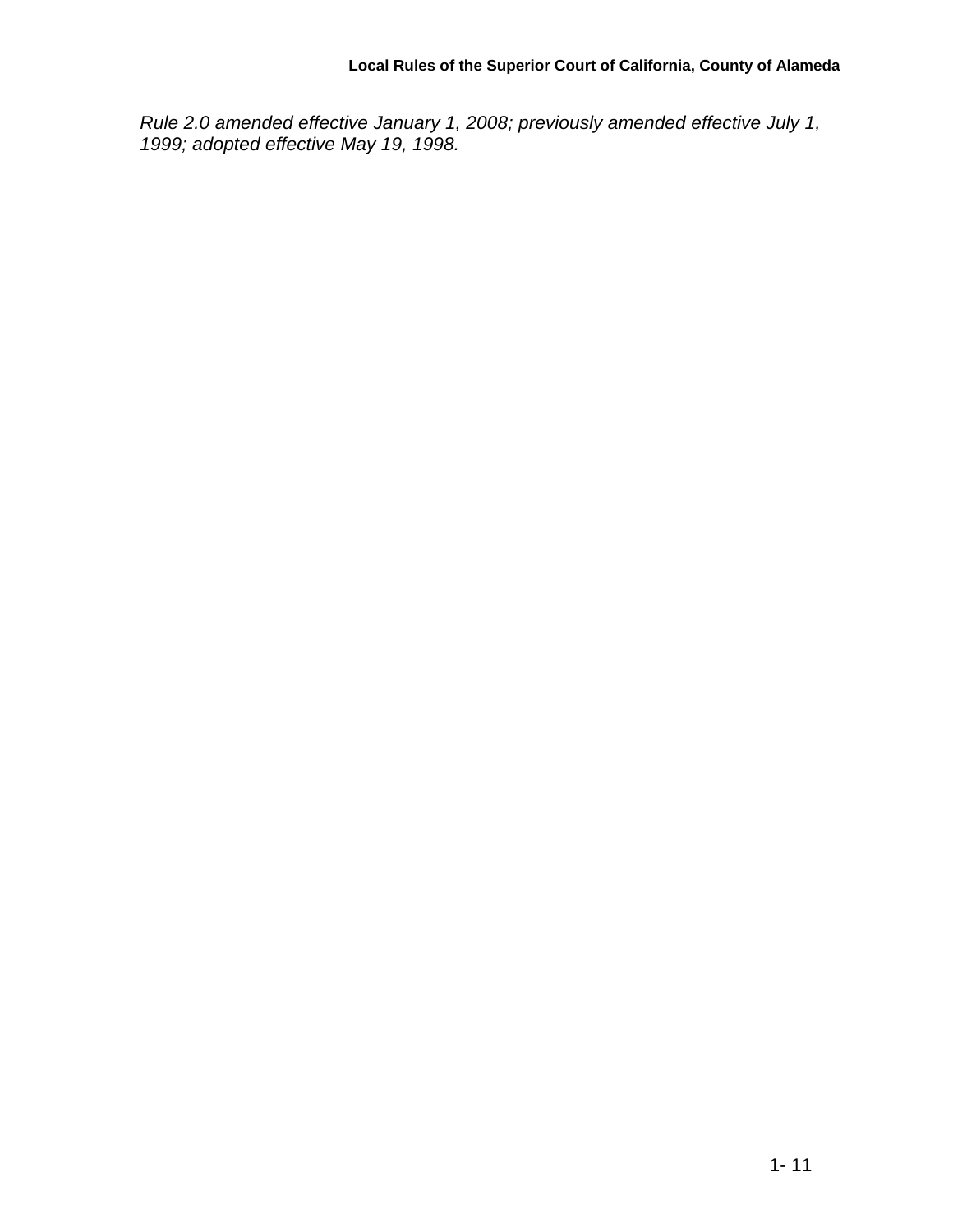*Rule 2.0 amended effective January 1, 2008; previously amended effective July 1, 1999; adopted effective May 19, 1998.*